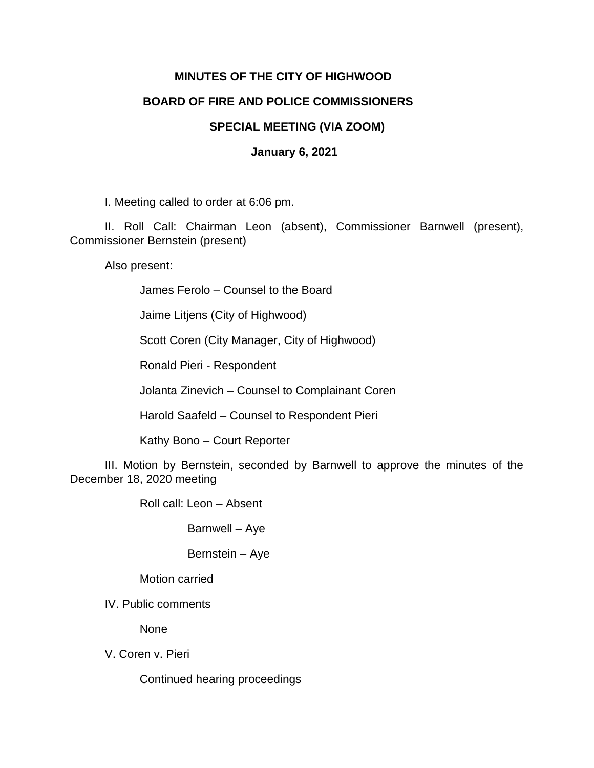**MINUTES OF THE CITY OF HIGHWOOD**

**BOARD OF FIRE AND POLICE COMMISSIONERS**

**SPECIAL MEETING (VIA ZOOM)**

**January 6, 2021**

I. Meeting called to order at 6:06 pm.

II. Roll Call: Chairman Leon (absent), Commissioner Barnwell (present), Commissioner Bernstein (present)

Also present:

James Ferolo – Counsel to the Board

Jaime Litjens (City of Highwood)

Scott Coren (City Manager, City of Highwood)

Ronald Pieri - Respondent

Jolanta Zinevich – Counsel to Complainant Coren

Harold Saafeld – Counsel to Respondent Pieri

Kathy Bono – Court Reporter

III. Motion by Bernstein, seconded by Barnwell to approve the minutes of the December 18, 2020 meeting

Roll call: Leon – Absent

Barnwell – Aye

Bernstein – Aye

Motion carried

IV. Public comments

None

V. Coren v. Pieri

Continued hearing proceedings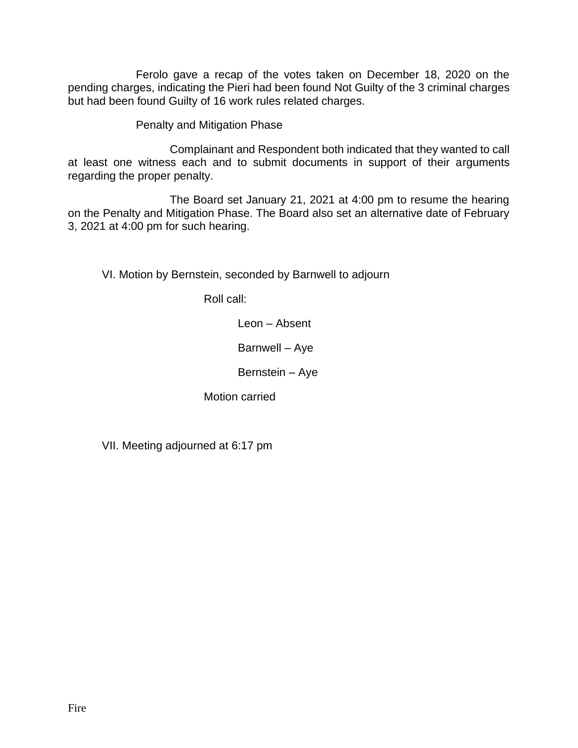Ferolo gave a recap of the votes taken on December 18, 2020 on the pending charges, indicating the Pieri had been found Not Guilty of the 3 criminal charges but had been found Guilty of 16 work rules related charges.

Penalty and Mitigation Phase

Complainant and Respondent both indicated that they wanted to call at least one witness each and to submit documents in support of their arguments regarding the proper penalty.

The Board set January 21, 2021 at 4:00 pm to resume the hearing on the Penalty and Mitigation Phase. The Board also set an alternative date of February 3, 2021 at 4:00 pm for such hearing.

VI. Motion by Bernstein, seconded by Barnwell to adjourn

Roll call:

Leon – Absent

Barnwell – Aye

Bernstein – Aye

Motion carried

VII. Meeting adjourned at 6:17 pm